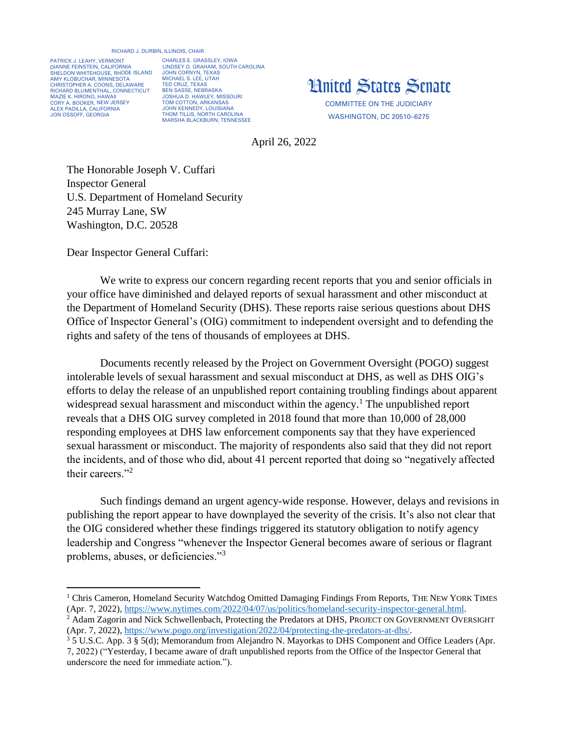RICHARD J. DURBIN, ILLINOIS, CHAIR

PATRICK J. LEAHY, VERMONT
DIANNE FEINSTEIN, CALIFORNIA
SHELDON WHITEHOUSE, RHODE ISLAND
AMY KLOBUCHAR, MINNESOTA
CHRISTOPHER A. COONS, DELAWARE
RICHARD BLUMENTHAL, CONNECTICUT
MAZIE K. HIRONO, HAWAII
CORY A. BOOKER, NEW JERSEY
ALEX PADILLA, CALIFORNIA
JON OSSOFF, GEORGIA

CHARLES E. GRASSLEY, IOWA
LINDSEY O. GRAHAM, SOUTH CAROLINA
JOHN CORNYN, TEXAS
MICHAEL S. LEE, UTAH
TED CRUZ, TEXAS
BEN SASSE, NEBRASKA
JOSHUA D. HAWLEY, MISSOURI
TOM COTTON, ARKANSAS
JOHN KENNEDY, LOUISIANA
THOM TILLIS, NORTH CAROLINA
MARSHA BLACKBURN, TENNESSEE

# United States Senate

COMMITTEE ON THE JUDICIARY
WASHINGTON, DC 20510–6275

April 26, 2022

The Honorable Joseph V. Cuffari
Inspector General
U.S. Department of Homeland Security
245 Murray Lane, SW
Washington, D.C. 20528

Dear Inspector General Cuffari:

We write to express our concern regarding recent reports that you and senior officials in your office have diminished and delayed reports of sexual harassment and other misconduct at the Department of Homeland Security (DHS). These reports raise serious questions about DHS Office of Inspector General's (OIG) commitment to independent oversight and to defending the rights and safety of the tens of thousands of employees at DHS.

Documents recently released by the Project on Government Oversight (POGO) suggest intolerable levels of sexual harassment and sexual misconduct at DHS, as well as DHS OIG's efforts to delay the release of an unpublished report containing troubling findings about apparent widespread sexual harassment and misconduct within the agency.[1] The unpublished report reveals that a DHS OIG survey completed in 2018 found that more than 10,000 of 28,000 responding employees at DHS law enforcement components say that they have experienced sexual harassment or misconduct. The majority of respondents also said that they did not report the incidents, and of those who did, about 41 percent reported that doing so "negatively affected their careers."[2]

Such findings demand an urgent agency-wide response. However, delays and revisions in publishing the report appear to have downplayed the severity of the crisis. It's also not clear that the OIG considered whether these findings triggered its statutory obligation to notify agency leadership and Congress "whenever the Inspector General becomes aware of serious or flagrant problems, abuses, or deficiencies."[3]

---

[1] Chris Cameron, Homeland Security Watchdog Omitted Damaging Findings From Reports, THE NEW YORK TIMES (Apr. 7, 2022), https://www.nytimes.com/2022/04/07/us/politics/homeland-security-inspector-general.html.

[2] Adam Zagorin and Nick Schwellenbach, Protecting the Predators at DHS, PROJECT ON GOVERNMENT OVERSIGHT (Apr. 7, 2022), https://www.pogo.org/investigation/2022/04/protecting-the-predators-at-dhs/.

[3] 5 U.S.C. App. 3 § 5(d); Memorandum from Alejandro N. Mayorkas to DHS Component and Office Leaders (Apr. 7, 2022) ("Yesterday, I became aware of draft unpublished reports from the Office of the Inspector General that underscore the need for immediate action.").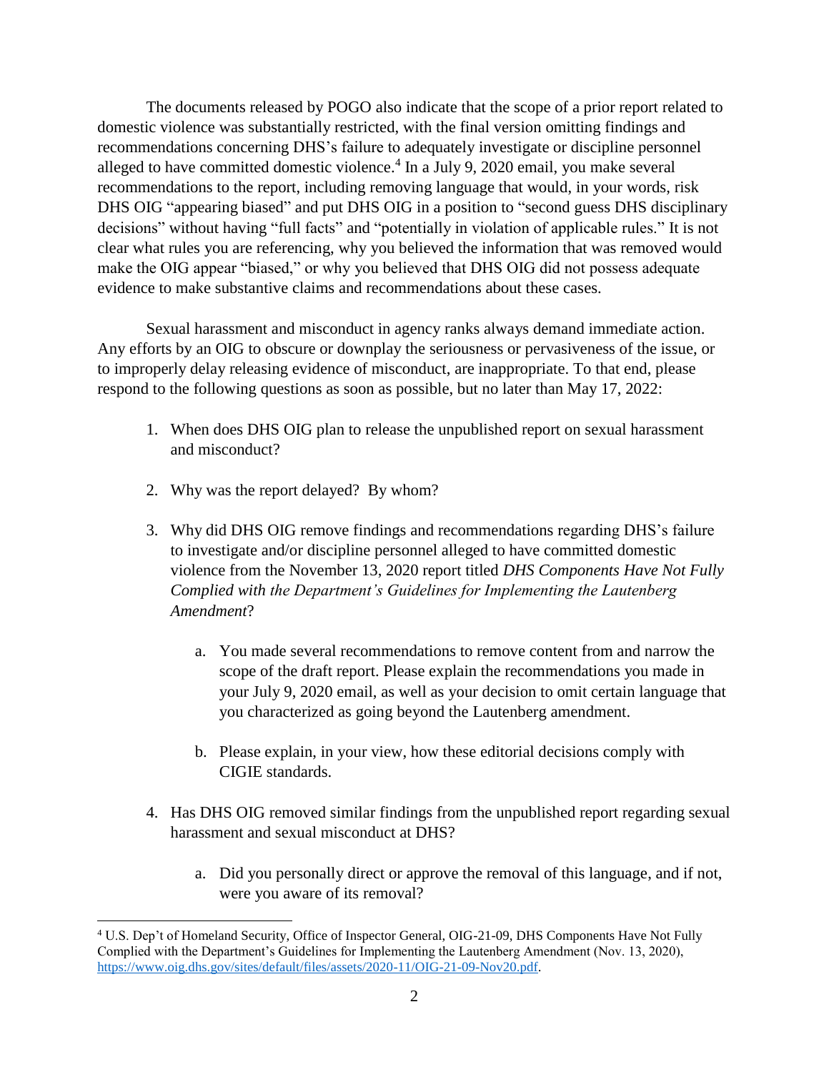The documents released by POGO also indicate that the scope of a prior report related to domestic violence was substantially restricted, with the final version omitting findings and recommendations concerning DHS's failure to adequately investigate or discipline personnel alleged to have committed domestic violence.[4] In a July 9, 2020 email, you make several recommendations to the report, including removing language that would, in your words, risk DHS OIG "appearing biased" and put DHS OIG in a position to "second guess DHS disciplinary decisions" without having "full facts" and "potentially in violation of applicable rules." It is not clear what rules you are referencing, why you believed the information that was removed would make the OIG appear "biased," or why you believed that DHS OIG did not possess adequate evidence to make substantive claims and recommendations about these cases.

Sexual harassment and misconduct in agency ranks always demand immediate action. Any efforts by an OIG to obscure or downplay the seriousness or pervasiveness of the issue, or to improperly delay releasing evidence of misconduct, are inappropriate. To that end, please respond to the following questions as soon as possible, but no later than May 17, 2022:

1. When does DHS OIG plan to release the unpublished report on sexual harassment and misconduct?

2. Why was the report delayed? By whom?

3. Why did DHS OIG remove findings and recommendations regarding DHS's failure to investigate and/or discipline personnel alleged to have committed domestic violence from the November 13, 2020 report titled *DHS Components Have Not Fully Complied with the Department's Guidelines for Implementing the Lautenberg Amendment*?

    a. You made several recommendations to remove content from and narrow the scope of the draft report. Please explain the recommendations you made in your July 9, 2020 email, as well as your decision to omit certain language that you characterized as going beyond the Lautenberg amendment.

    b. Please explain, in your view, how these editorial decisions comply with CIGIE standards.

4. Has DHS OIG removed similar findings from the unpublished report regarding sexual harassment and sexual misconduct at DHS?

    a. Did you personally direct or approve the removal of this language, and if not, were you aware of its removal?

[4] U.S. Dep't of Homeland Security, Office of Inspector General, OIG-21-09, DHS Components Have Not Fully Complied with the Department's Guidelines for Implementing the Lautenberg Amendment (Nov. 13, 2020), https://www.oig.dhs.gov/sites/default/files/assets/2020-11/OIG-21-09-Nov20.pdf.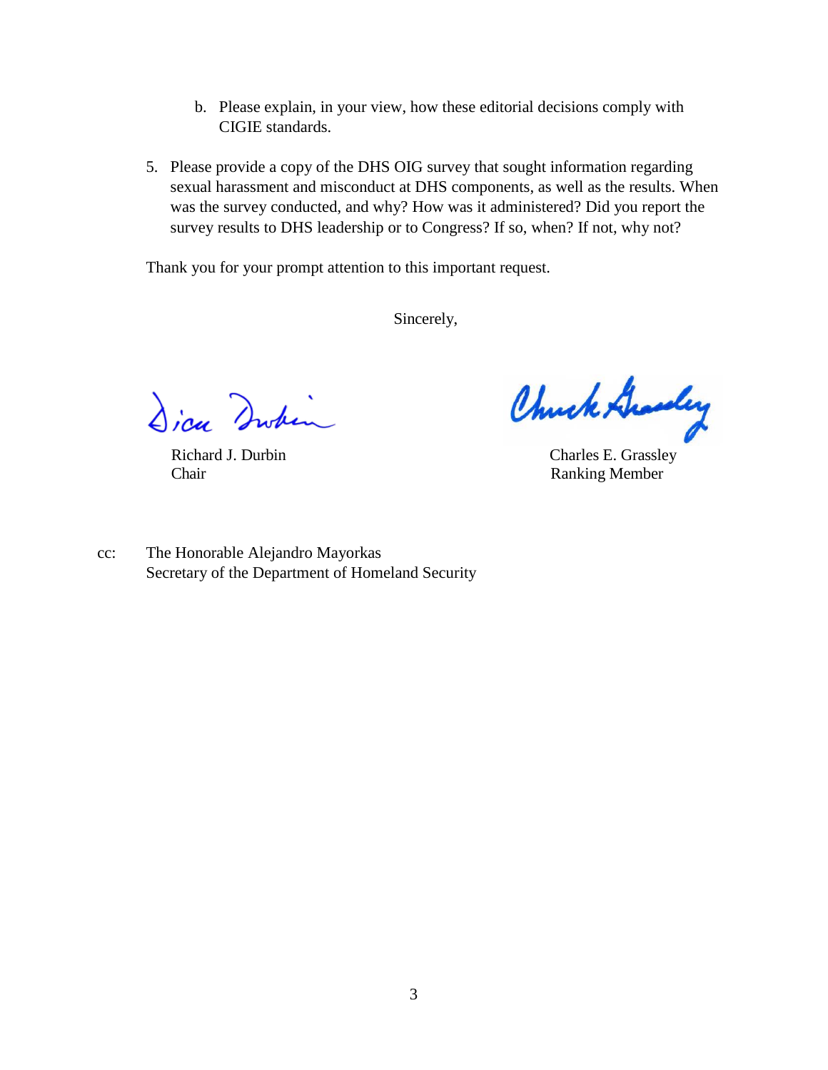b. Please explain, in your view, how these editorial decisions comply with CIGIE standards.

5. Please provide a copy of the DHS OIG survey that sought information regarding sexual harassment and misconduct at DHS components, as well as the results. When was the survey conducted, and why? How was it administered? Did you report the survey results to DHS leadership or to Congress? If so, when? If not, why not?

Thank you for your prompt attention to this important request.

Sincerely,

| | |
|---|---|
| Richard J. Durbin | Charles E. Grassley |
| Chair | Ranking Member |

cc: The Honorable Alejandro Mayorkas
Secretary of the Department of Homeland Security